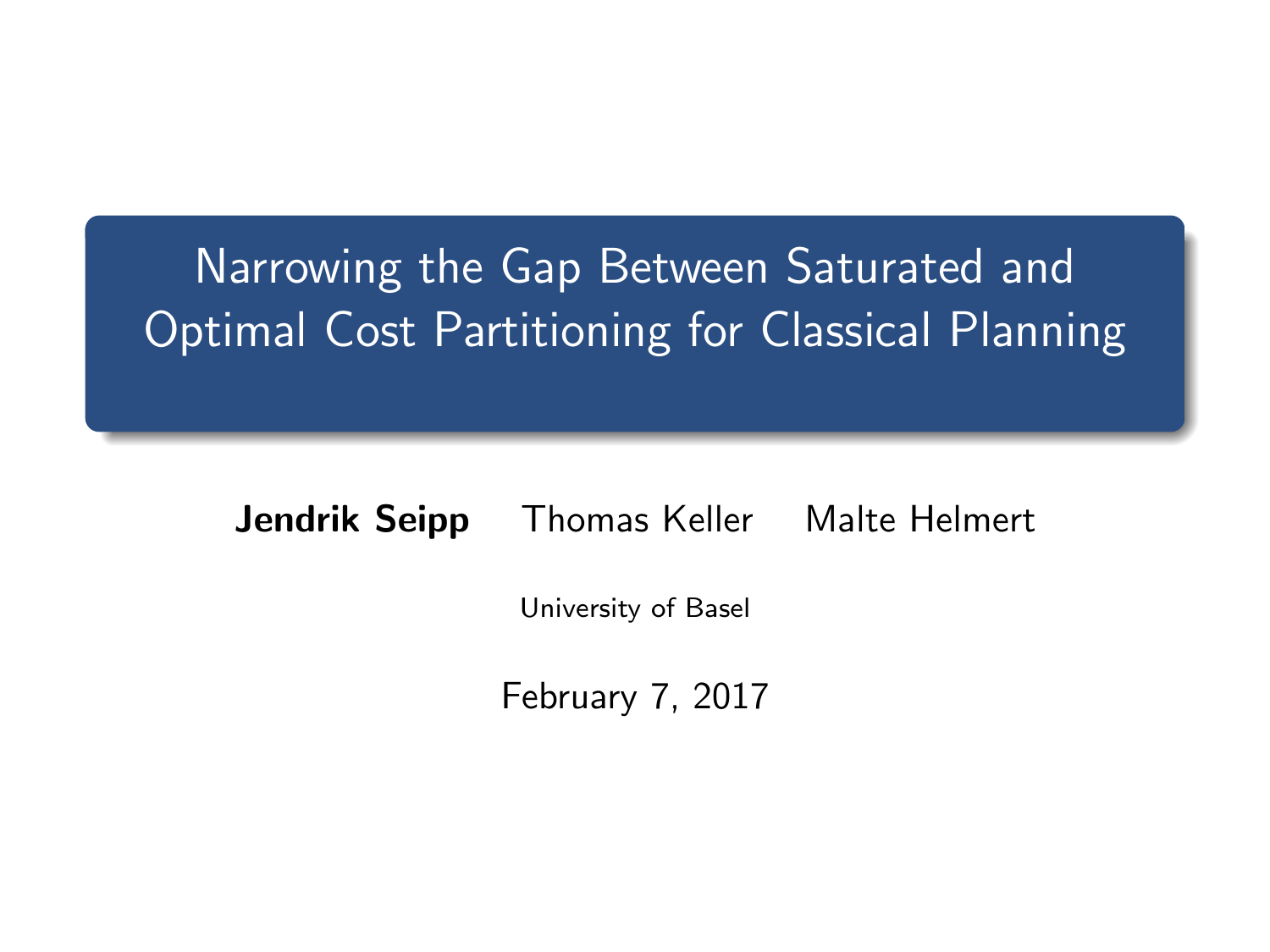# Narrowing the Gap Between Saturated and Optimal Cost Partitioning for Classical Planning

**Jendrik Seipp** Thomas Keller Malte Helmert

University of Basel

February 7, 2017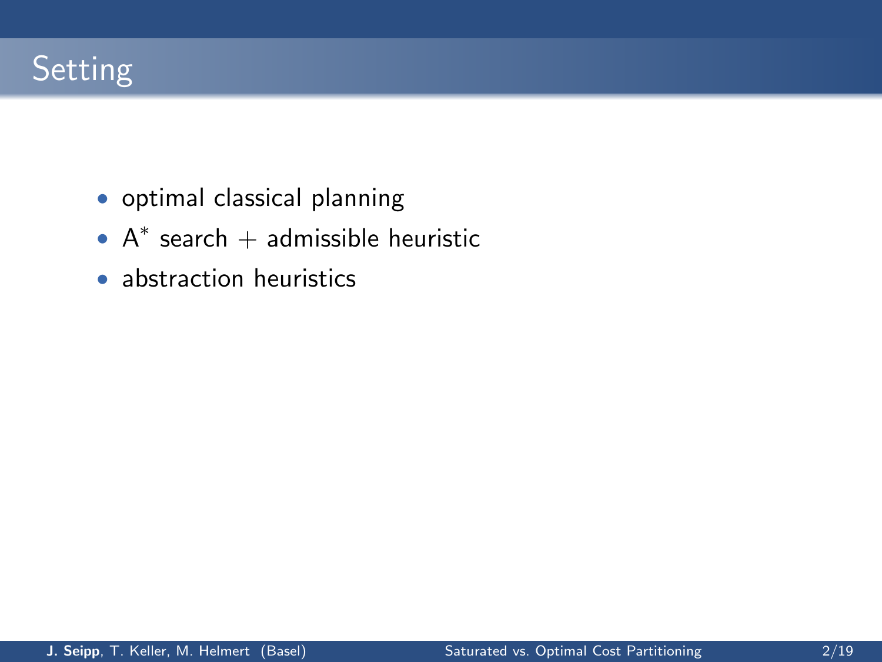# Setting

- optimal classical planning
- $A^*$ search + admissible heuristic
- abstraction heuristics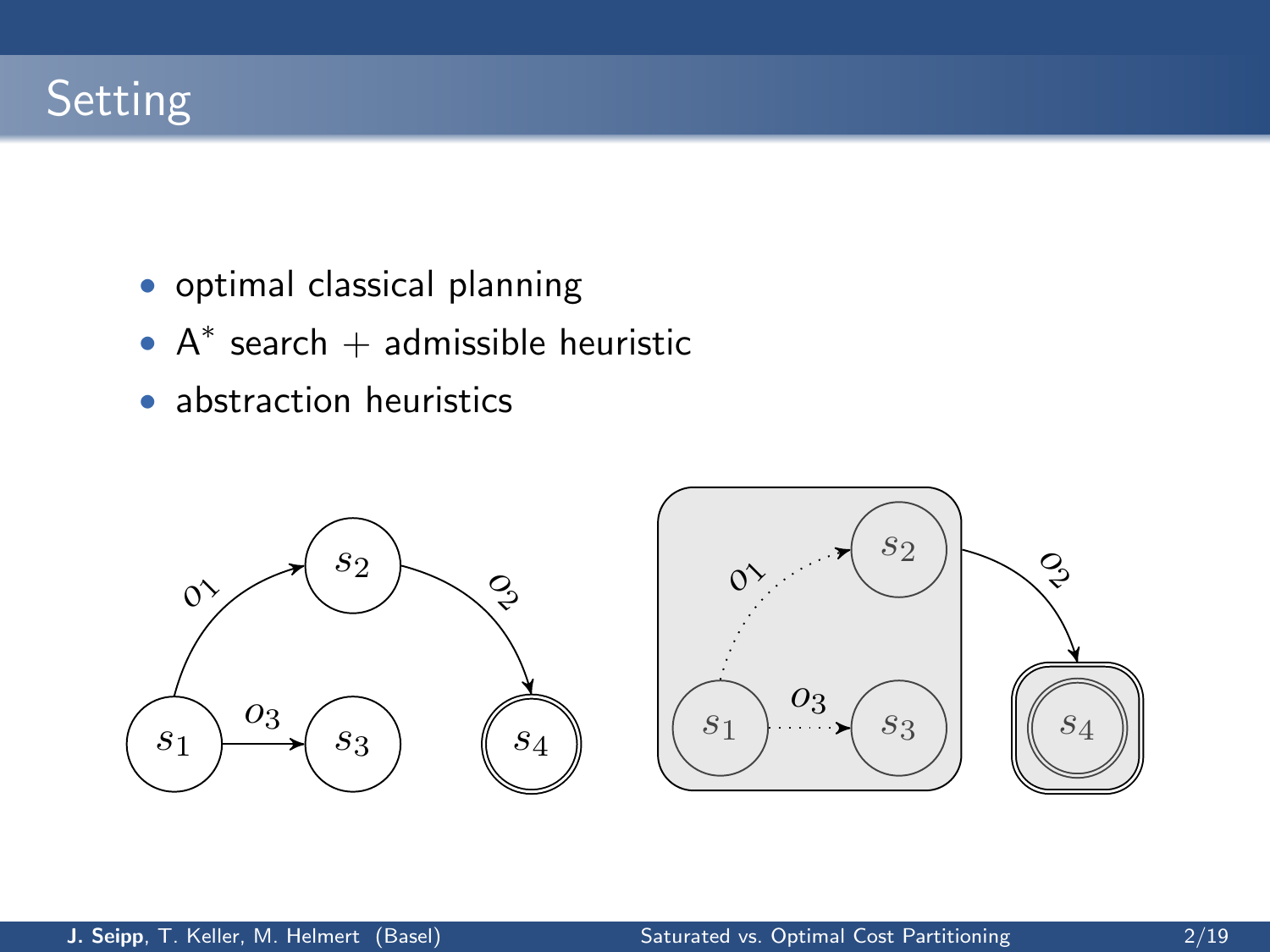# Setting

- optimal classical planning
- A$^*$ search + admissible heuristic
- abstraction heuristics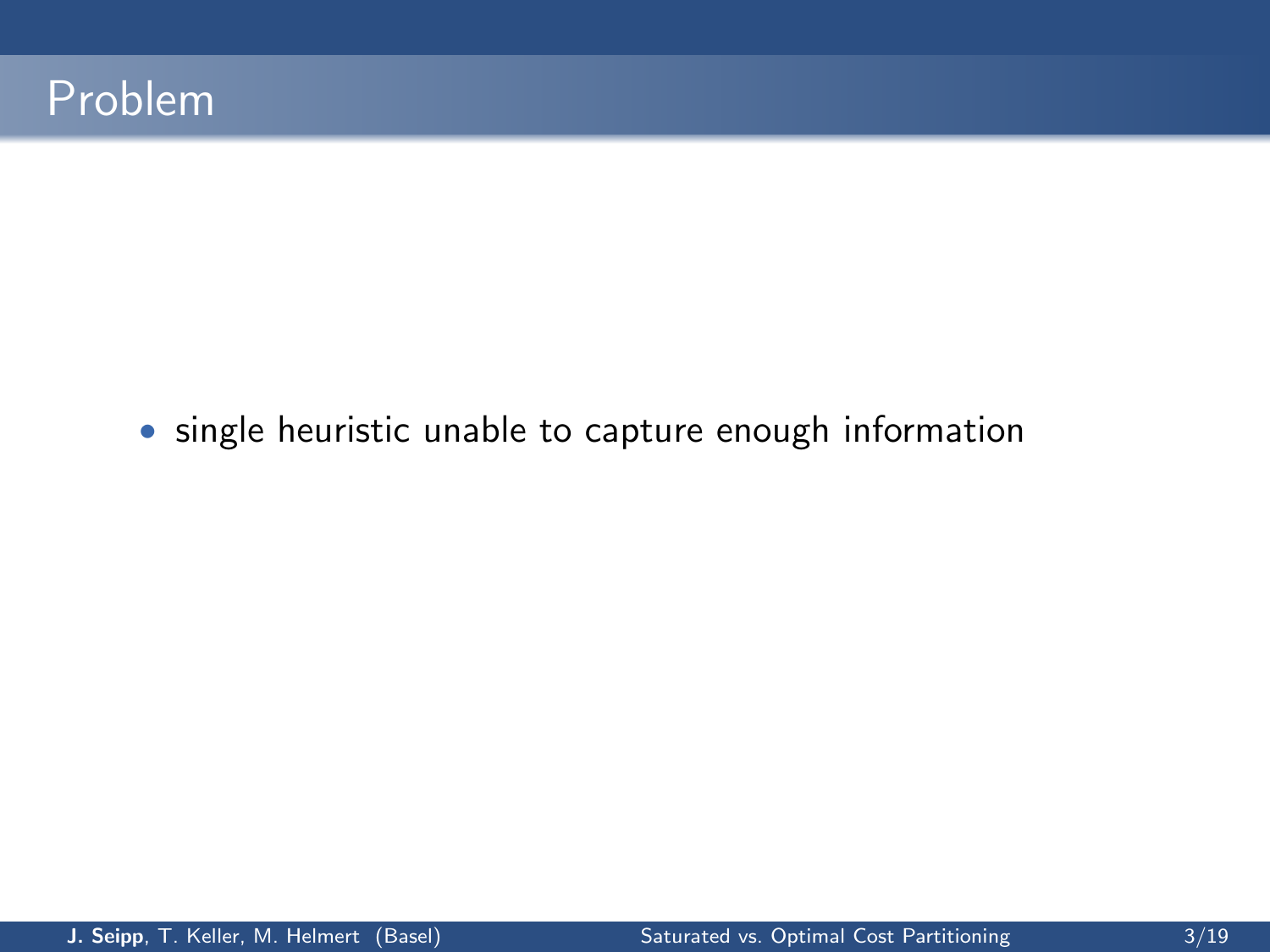# Problem

- single heuristic unable to capture enough information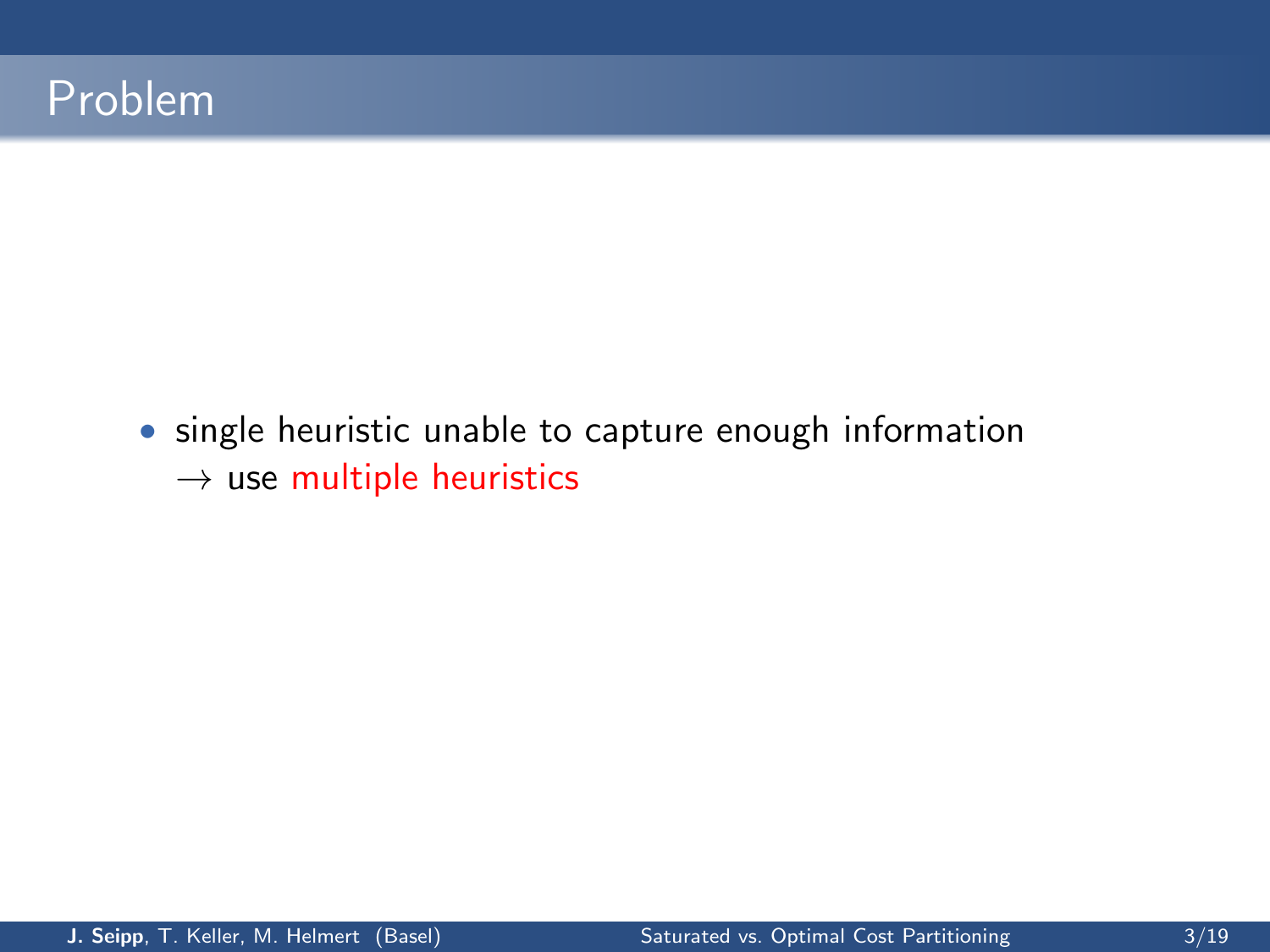# Problem

- single heuristic unable to capture enough information
  $\rightarrow$ use multiple heuristics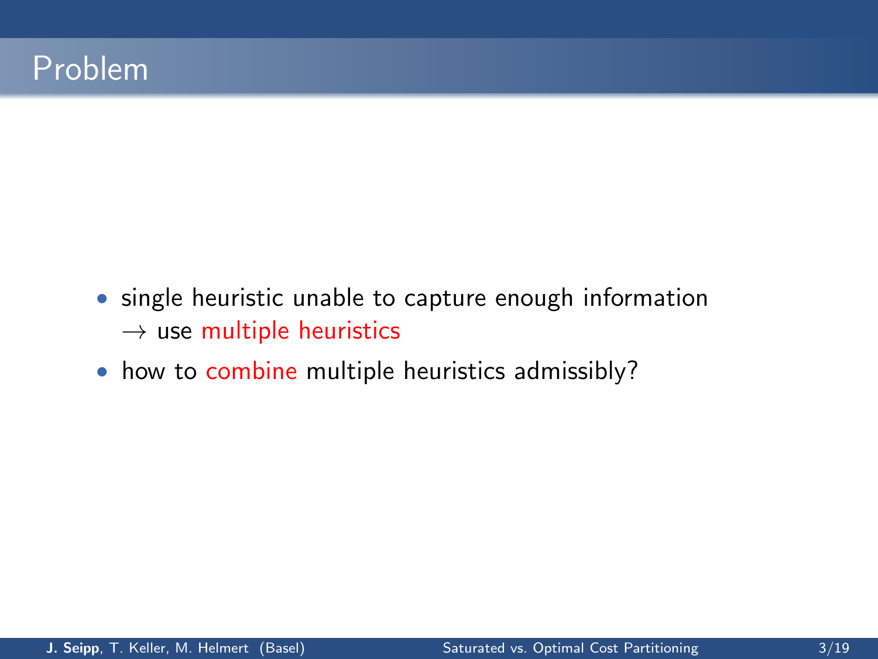# Problem

- single heuristic unable to capture enough information
  $\rightarrow$ use multiple heuristics
- how to combine multiple heuristics admissibly?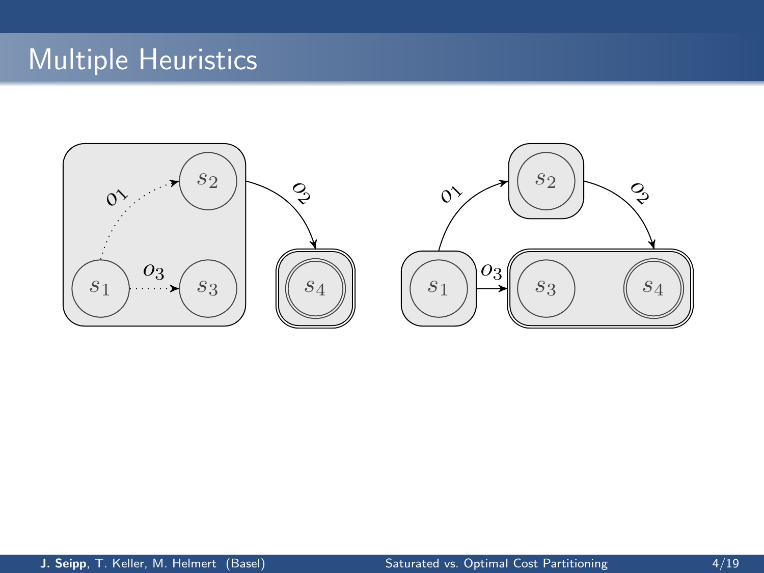# Multiple Heuristics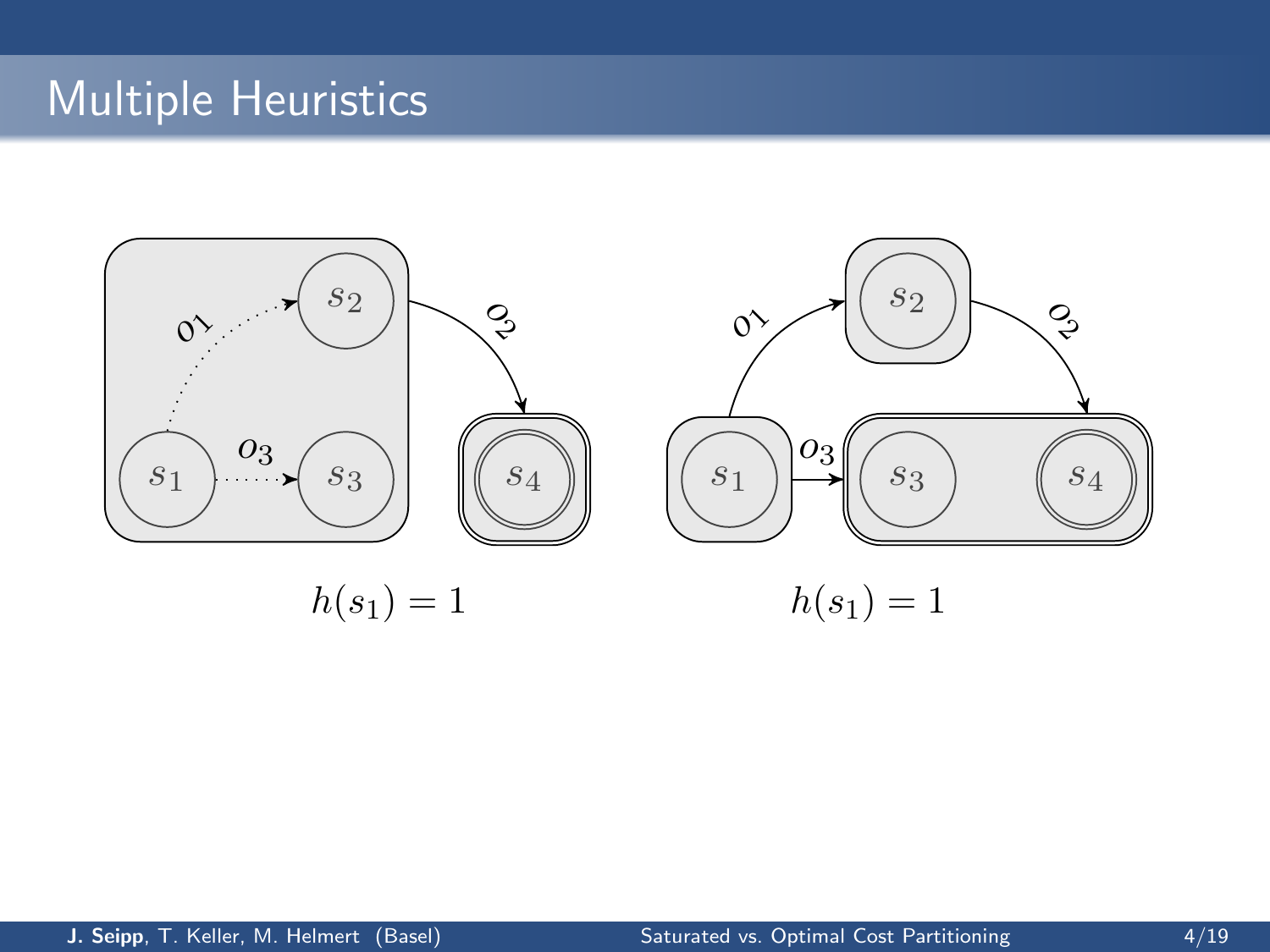# Multiple Heuristics

$s_1$ $s_2$ $s_3$ $s_4$ $o_1$ $o_2$ $o_3$

$h(s_1) = 1$

$s_1$ $s_2$ $s_3$ $s_4$ $o_1$ $o_2$ $o_3$

$h(s_1) = 1$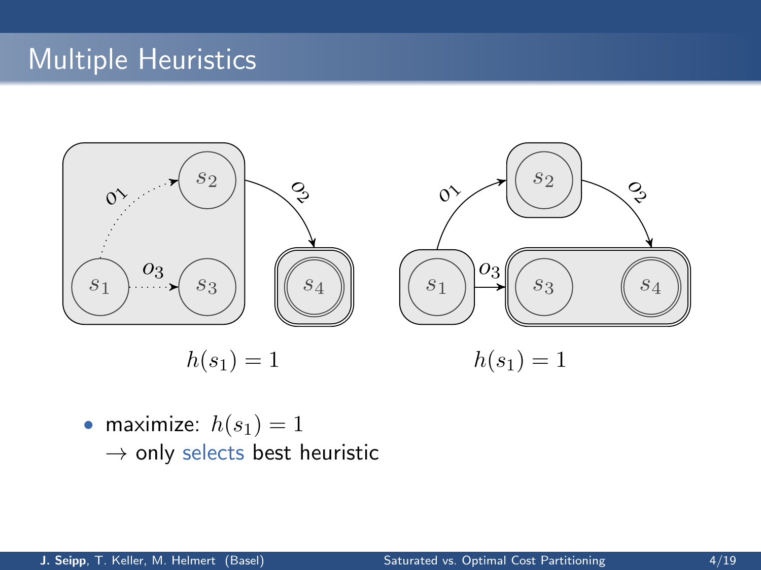# Multiple Heuristics

$h(s_1) = 1$

$h(s_1) = 1$

- maximize: $h(s_1) = 1$
  $\rightarrow$ only selects best heuristic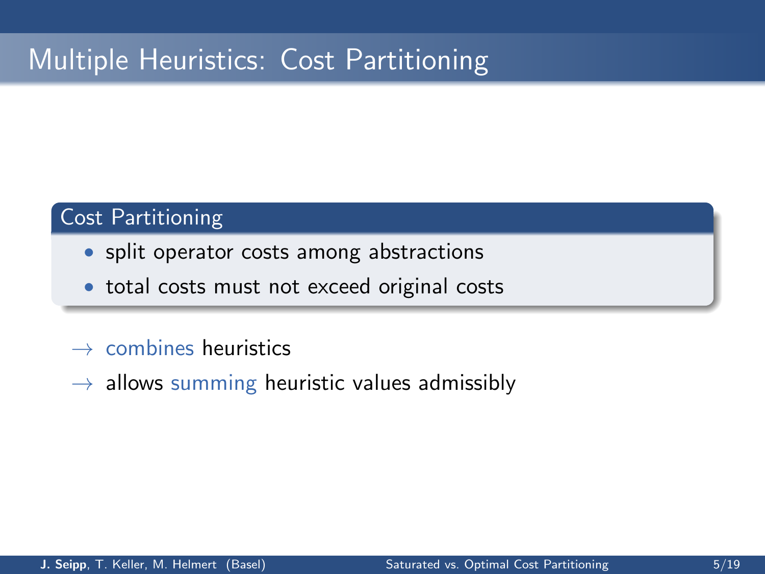# Multiple Heuristics: Cost Partitioning

**Cost Partitioning**

- split operator costs among abstractions
- total costs must not exceed original costs

→ combines heuristics

→ allows summing heuristic values admissibly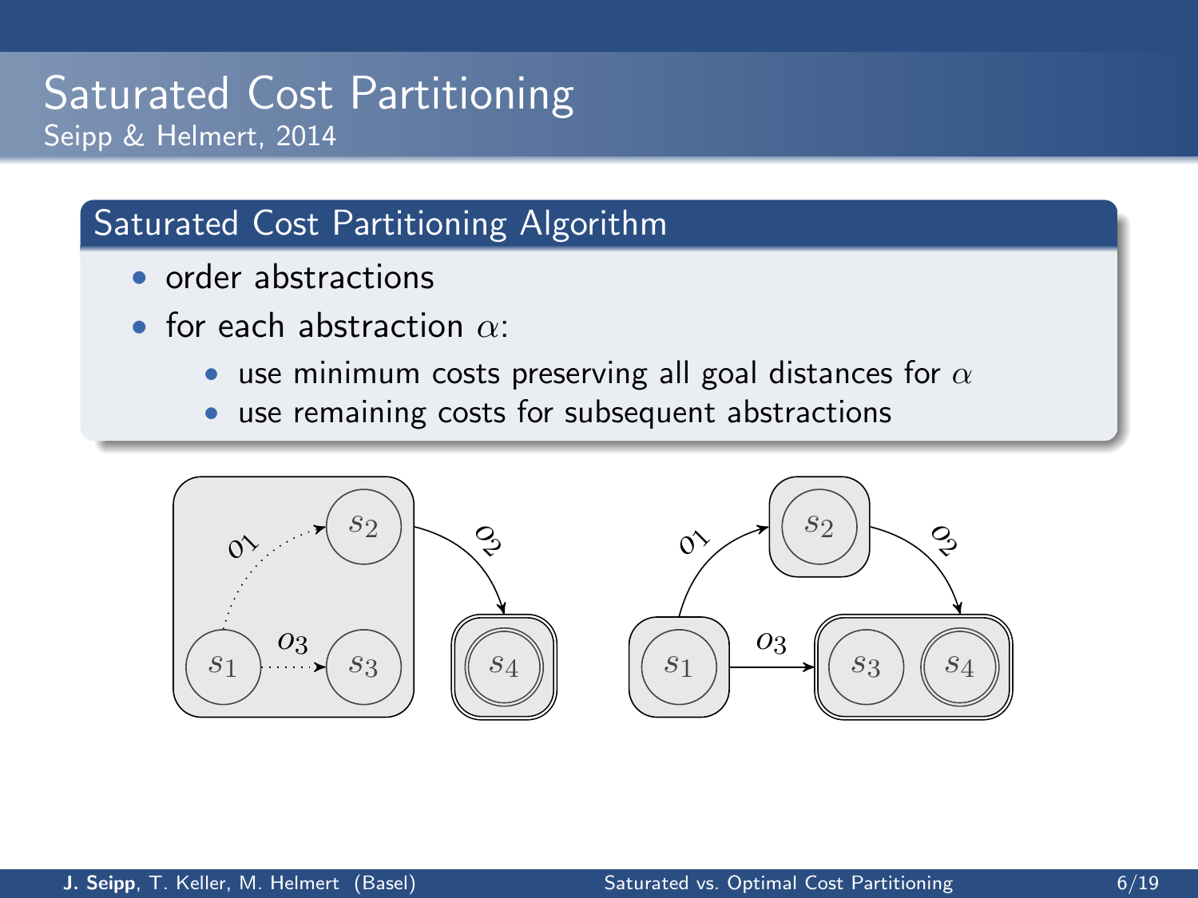# Saturated Cost Partitioning

Seipp & Helmert, 2014

## Saturated Cost Partitioning Algorithm

- order abstractions
- for each abstraction $\alpha$:
  - use minimum costs preserving all goal distances for $\alpha$
  - use remaining costs for subsequent abstractions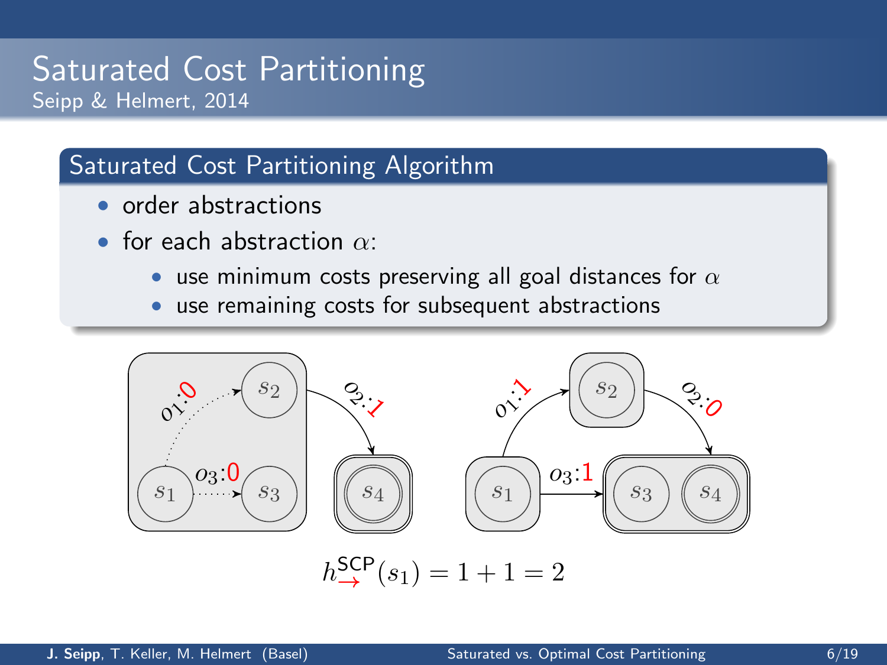# Saturated Cost Partitioning

Seipp & Helmert, 2014

## Saturated Cost Partitioning Algorithm

- order abstractions
- for each abstraction $\alpha$:
  - use minimum costs preserving all goal distances for $\alpha$
  - use remaining costs for subsequent abstractions

$$h^{\mathsf{SCP}}_{\rightarrow}(s_1) = 1 + 1 = 2$$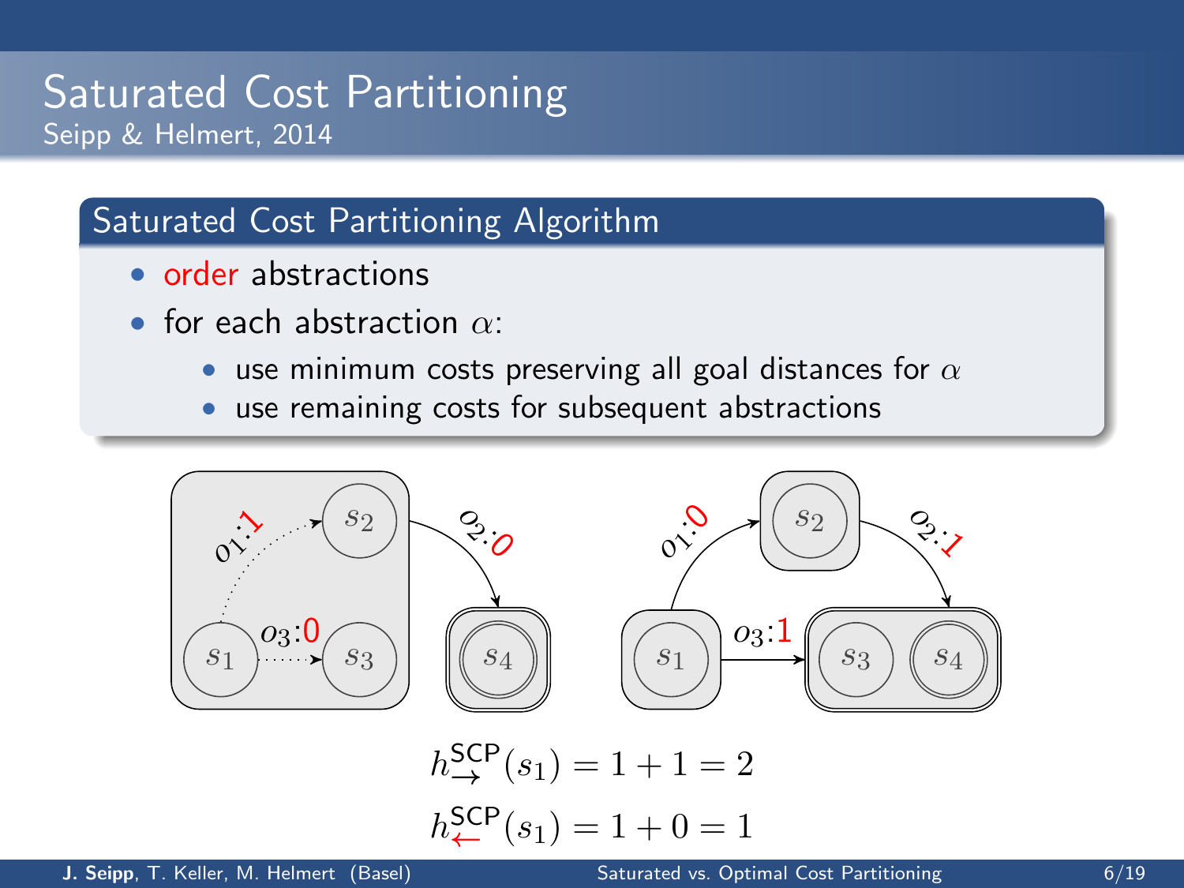# Saturated Cost Partitioning

Seipp & Helmert, 2014

## Saturated Cost Partitioning Algorithm

- order abstractions
- for each abstraction $\alpha$:
  - use minimum costs preserving all goal distances for $\alpha$
  - use remaining costs for subsequent abstractions

$$h^{\text{SCP}}_{\rightarrow}(s_1) = 1 + 1 = 2$$

$$h^{\text{SCP}}_{\leftarrow}(s_1) = 1 + 0 = 1$$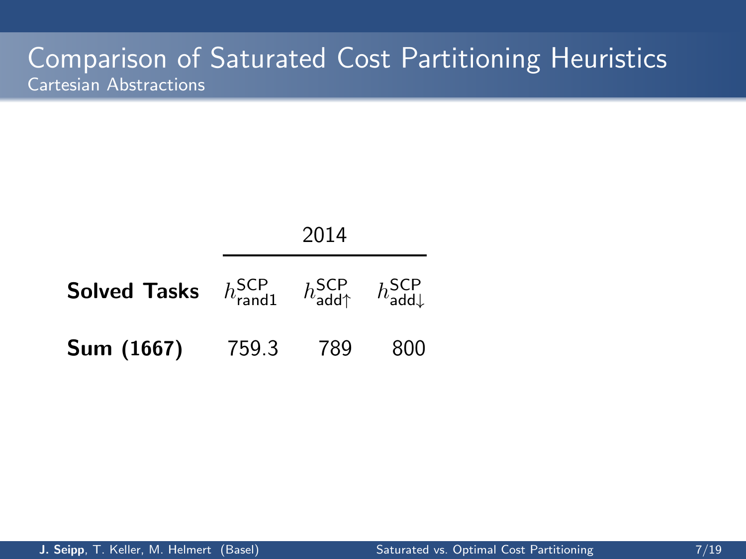# Comparison of Saturated Cost Partitioning Heuristics

## Cartesian Abstractions

| **Solved Tasks** | 2014 | | |
| --- | --- | --- | --- |
| | $h^{\text{SCP}}_{\text{rand1}}$ | $h^{\text{SCP}}_{\text{add}\uparrow}$ | $h^{\text{SCP}}_{\text{add}\downarrow}$ |
| **Sum (1667)** | 759.3 | 789 | 800 |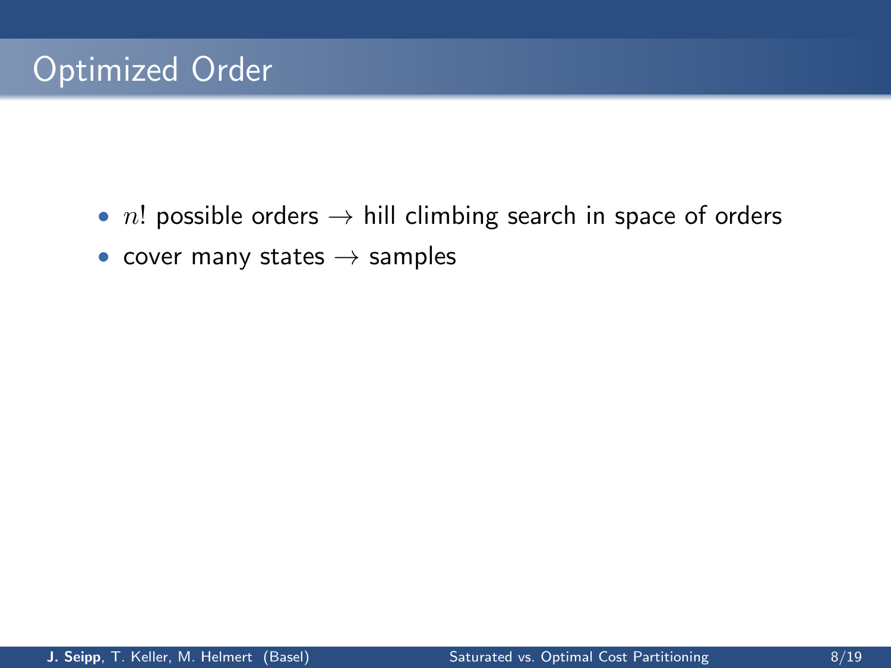# Optimized Order

- $n!$ possible orders $\rightarrow$ hill climbing search in space of orders
- cover many states $\rightarrow$ samples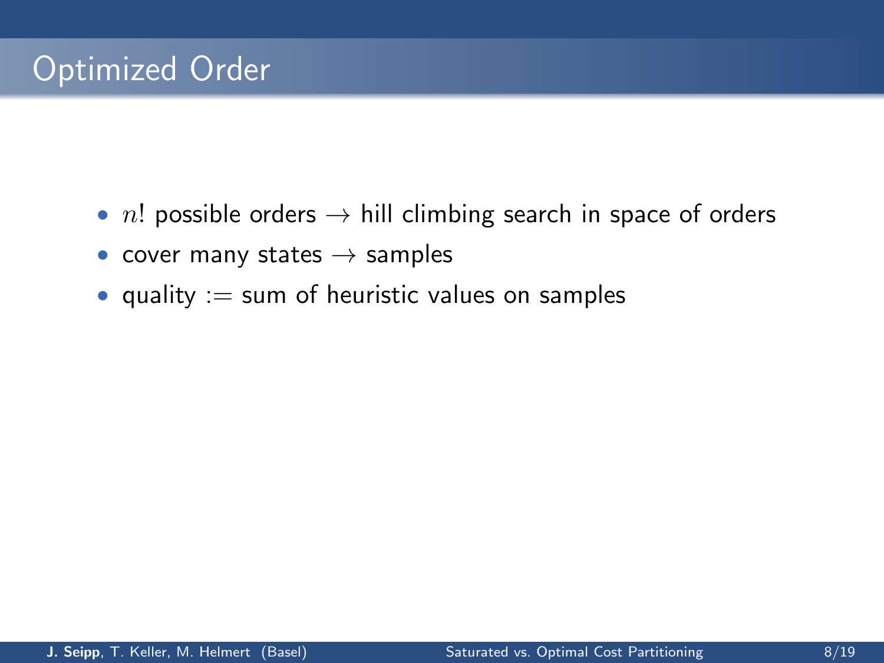# Optimized Order

- $n!$ possible orders $\rightarrow$ hill climbing search in space of orders
- cover many states $\rightarrow$ samples
- quality $:=$ sum of heuristic values on samples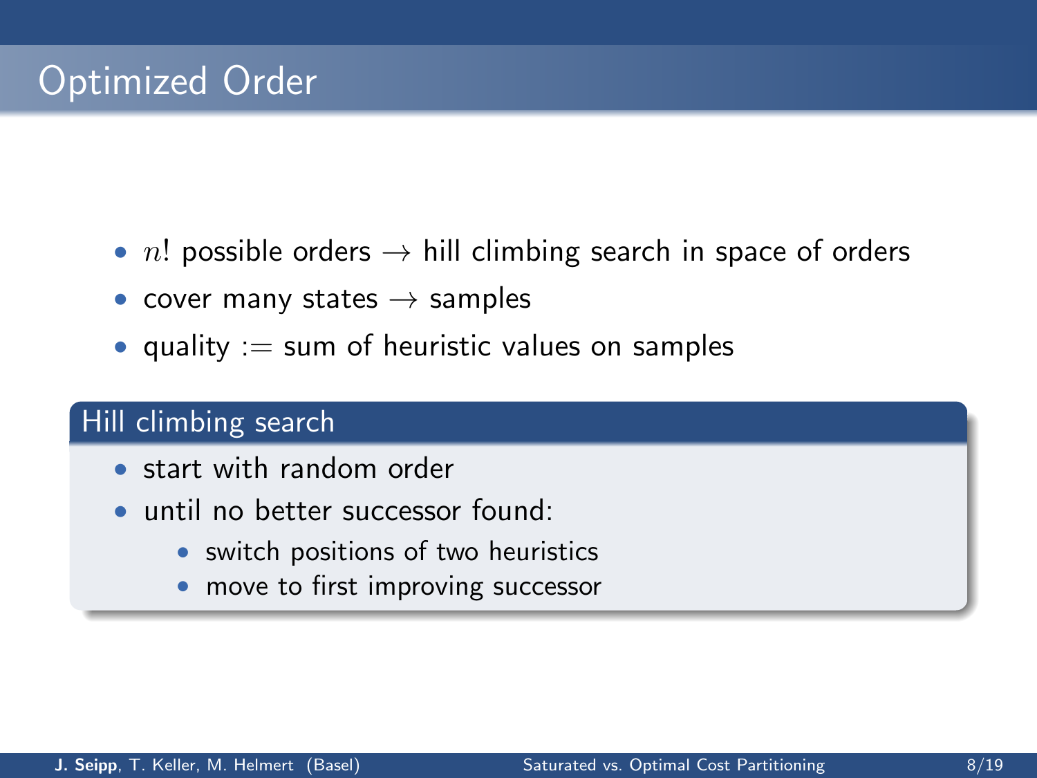# Optimized Order

- $n!$ possible orders $\rightarrow$ hill climbing search in space of orders
- cover many states $\rightarrow$ samples
- quality := sum of heuristic values on samples

## Hill climbing search

- start with random order
- until no better successor found:
  - switch positions of two heuristics
  - move to first improving successor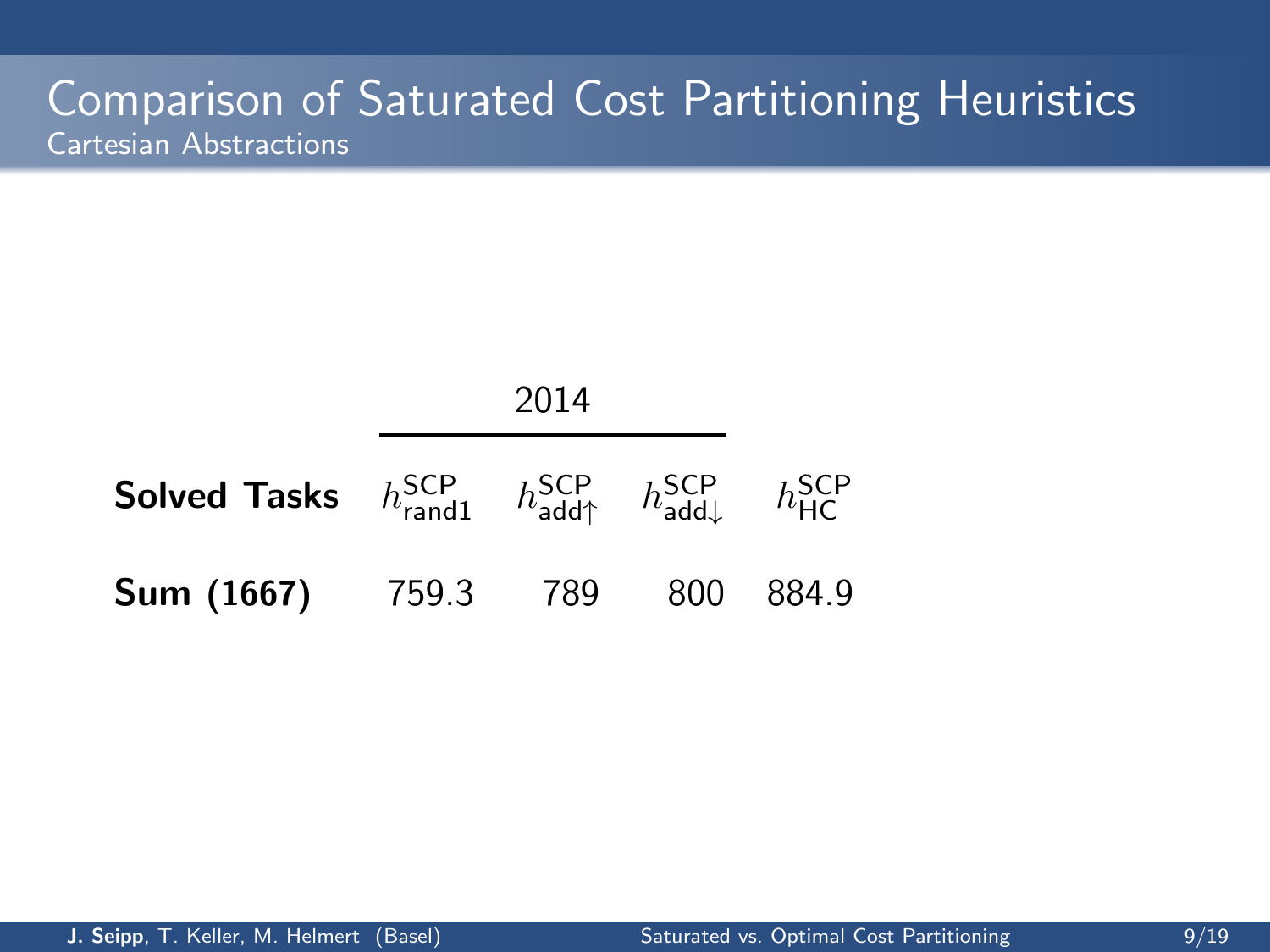# Comparison of Saturated Cost Partitioning Heuristics

## Cartesian Abstractions

| | 2014 | | | |
|---|---|---|---|---|
| **Solved Tasks** | $h^{\mathsf{SCP}}_{\mathsf{rand1}}$ | $h^{\mathsf{SCP}}_{\mathsf{add}\uparrow}$ | $h^{\mathsf{SCP}}_{\mathsf{add}\downarrow}$ | $h^{\mathsf{SCP}}_{\mathsf{HC}}$ |
| **Sum (1667)** | 759.3 | 789 | 800 | 884.9 |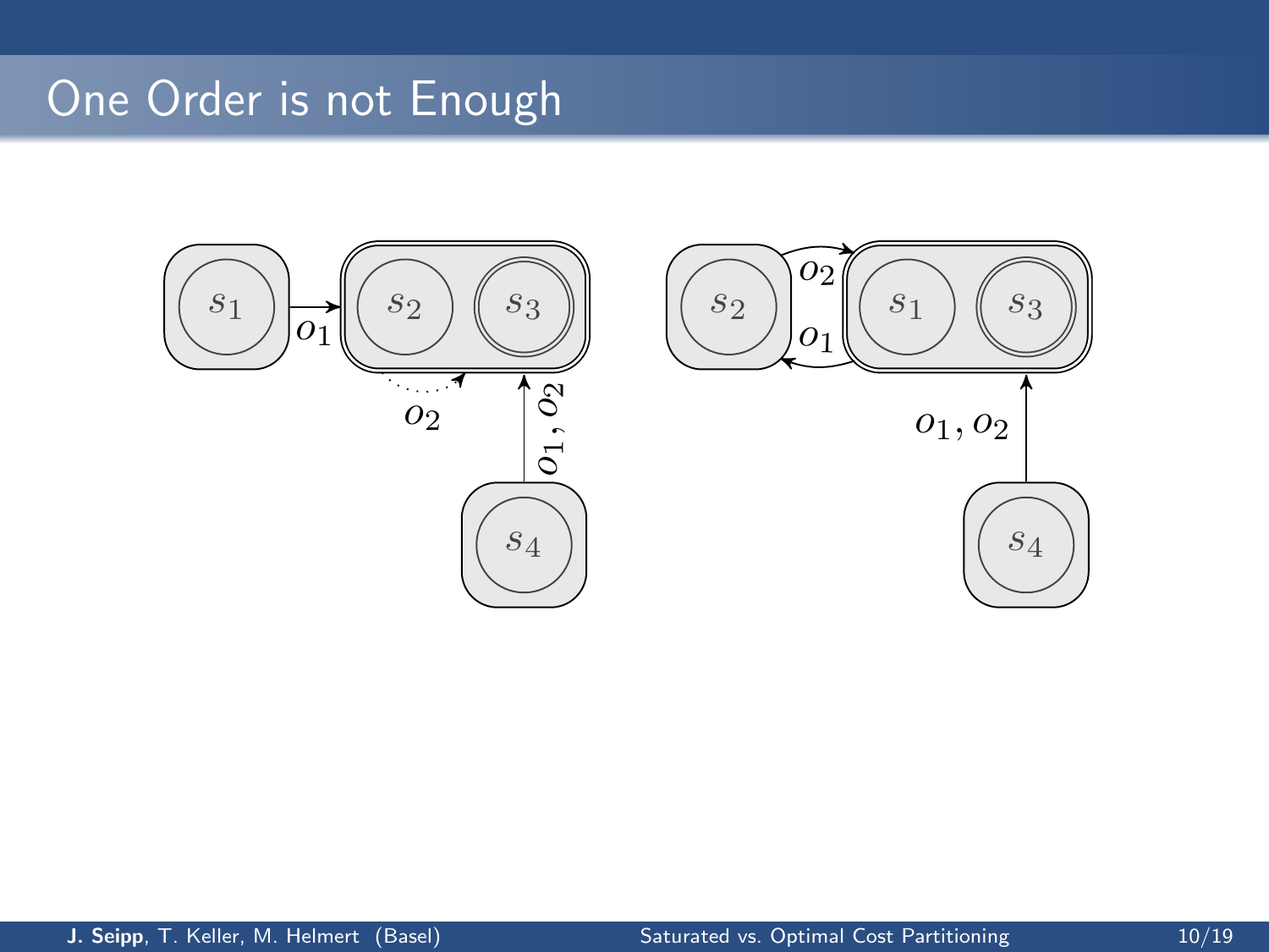# One Order is not Enough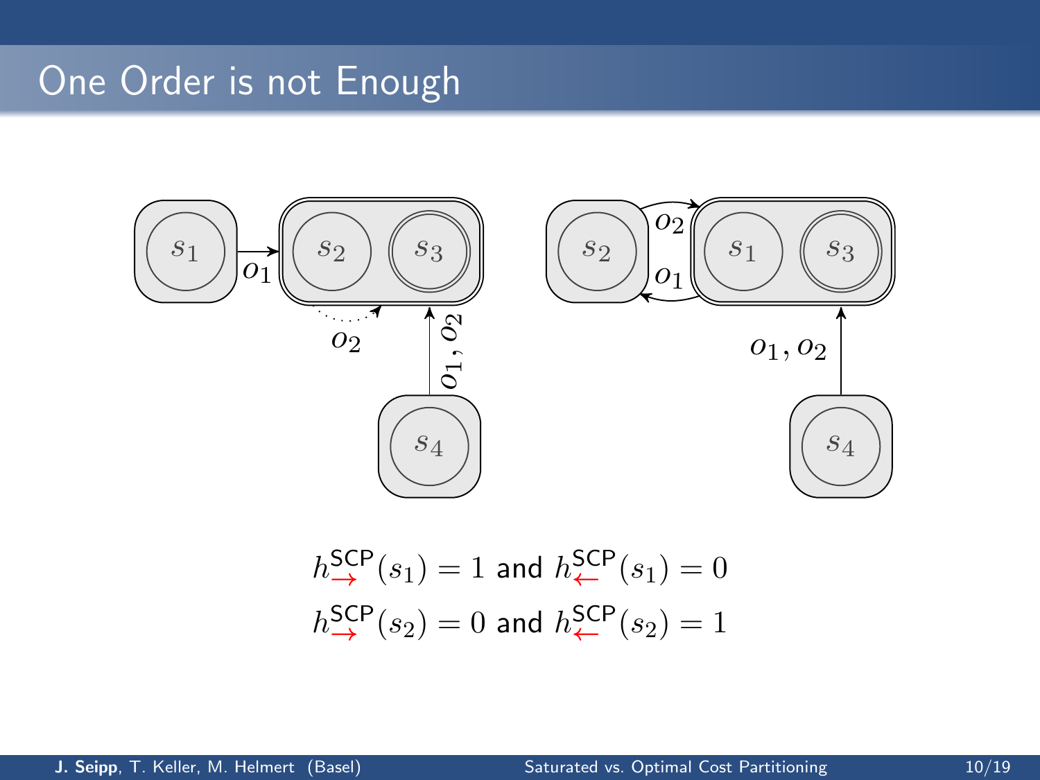# One Order is not Enough

$$h^{\text{SCP}}_{\rightarrow}(s_1) = 1 \text{ and } h^{\text{SCP}}_{\leftarrow}(s_1) = 0$$

$$h^{\text{SCP}}_{\rightarrow}(s_2) = 0 \text{ and } h^{\text{SCP}}_{\leftarrow}(s_2) = 1$$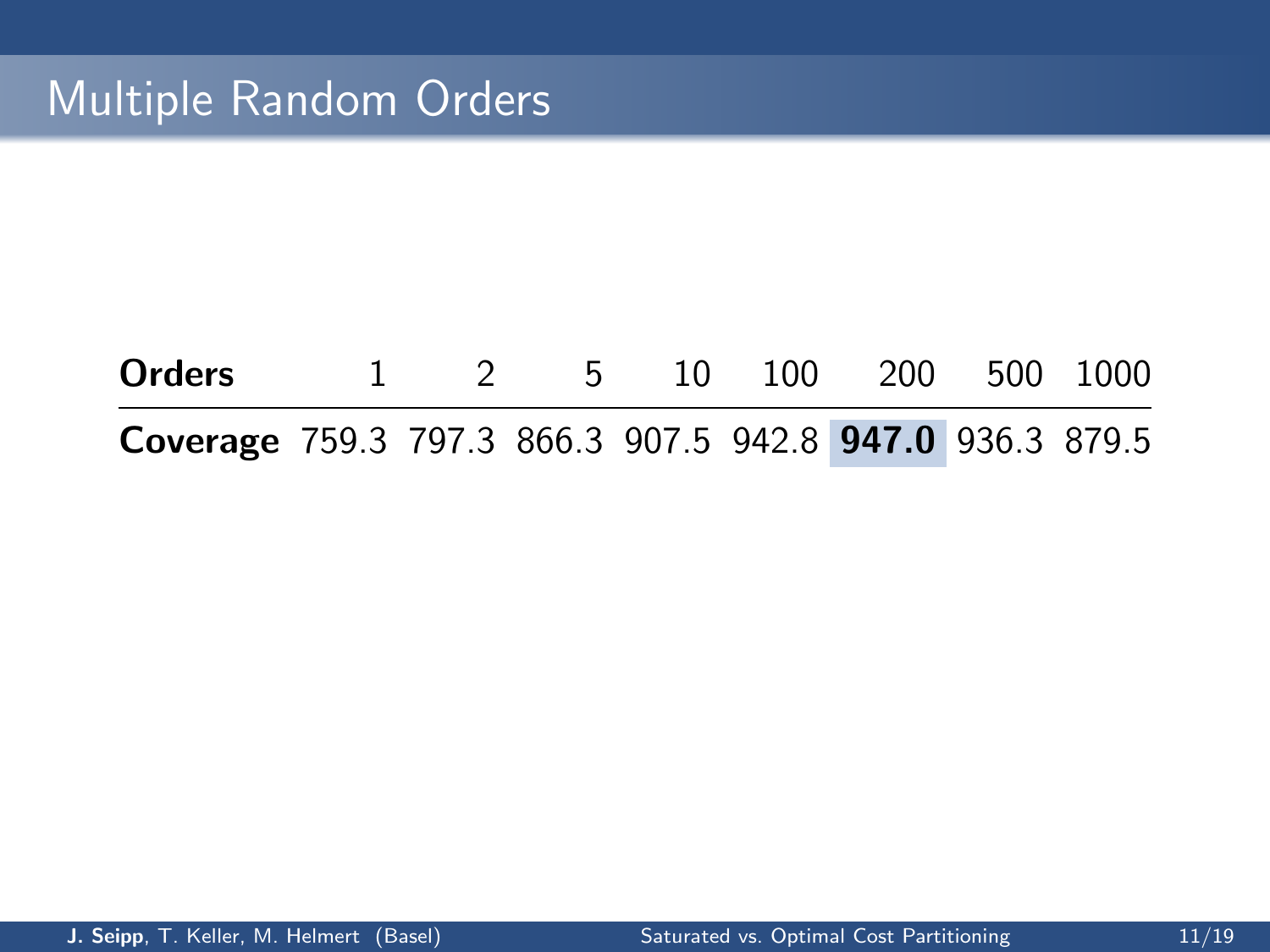# Multiple Random Orders

| **Orders** | 1 | 2 | 5 | 10 | 100 | 200 | 500 | 1000 |
|---|---|---|---|---|---|---|---|---|
| **Coverage** | 759.3 | 797.3 | 866.3 | 907.5 | 942.8 | **947.0** | 936.3 | 879.5 |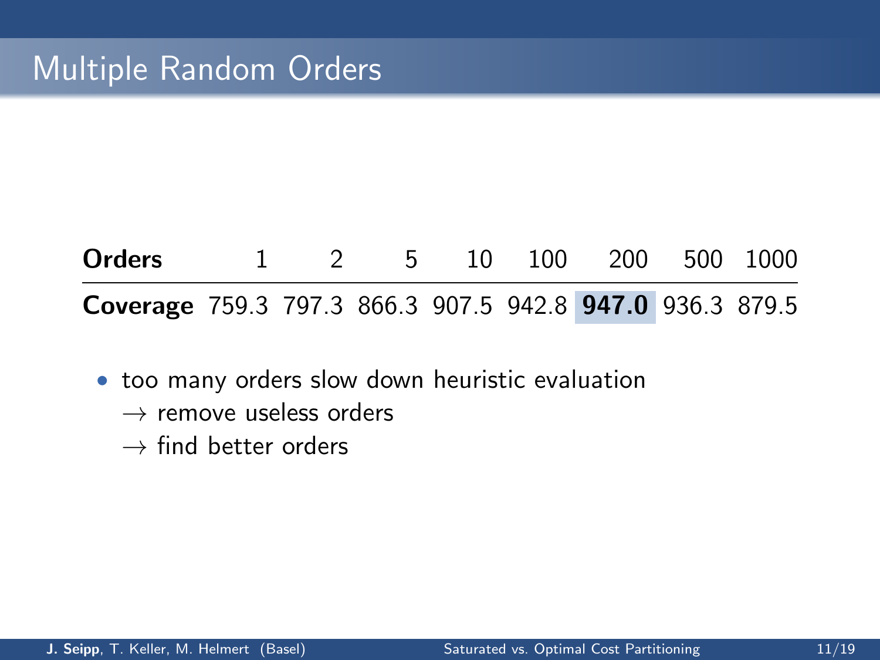# Multiple Random Orders

| **Orders** | 1 | 2 | 5 | 10 | 100 | 200 | 500 | 1000 |
|---|---|---|---|---|---|---|---|---|
| **Coverage** | 759.3 | 797.3 | 866.3 | 907.5 | 942.8 | **947.0** | 936.3 | 879.5 |

- too many orders slow down heuristic evaluation
  - → remove useless orders
  - → find better orders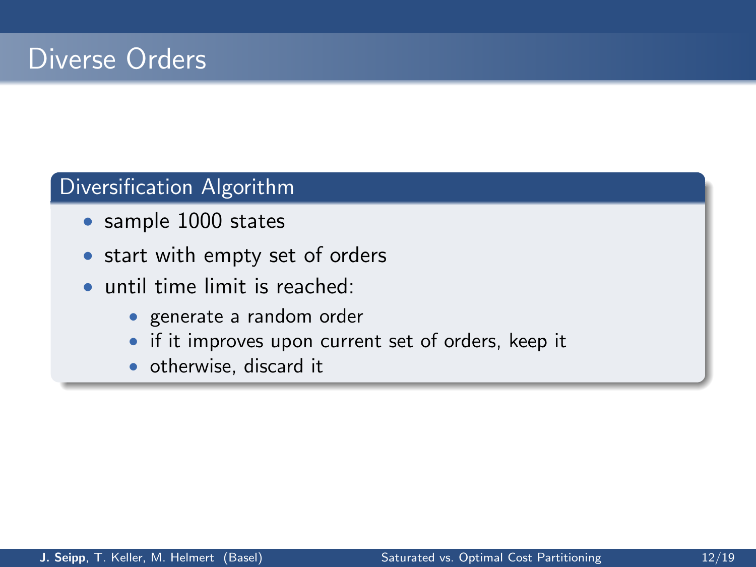# Diverse Orders

## Diversification Algorithm

- sample 1000 states
- start with empty set of orders
- until time limit is reached:
  - generate a random order
  - if it improves upon current set of orders, keep it
  - otherwise, discard it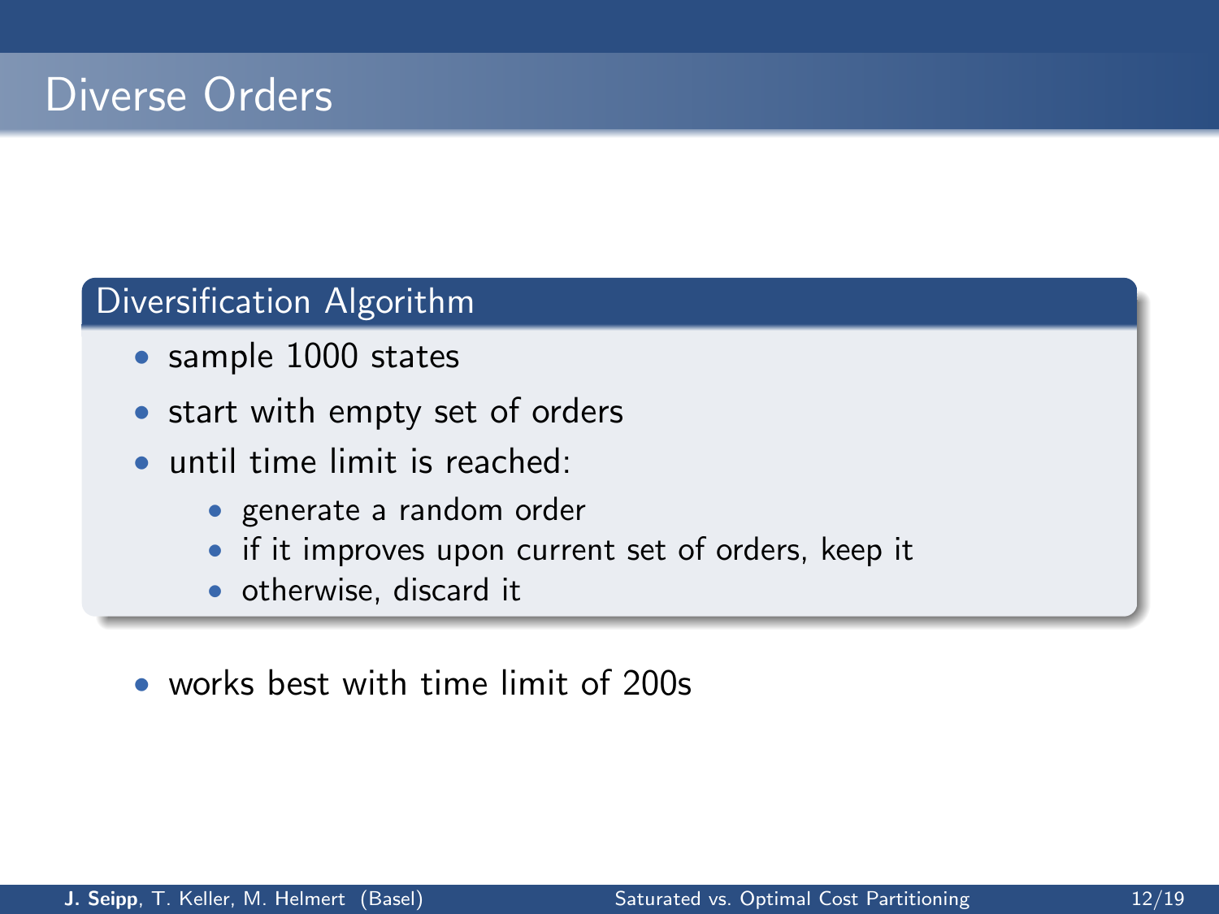# Diverse Orders

### Diversification Algorithm

- sample 1000 states
- start with empty set of orders
- until time limit is reached:
  - generate a random order
  - if it improves upon current set of orders, keep it
  - otherwise, discard it

- works best with time limit of 200s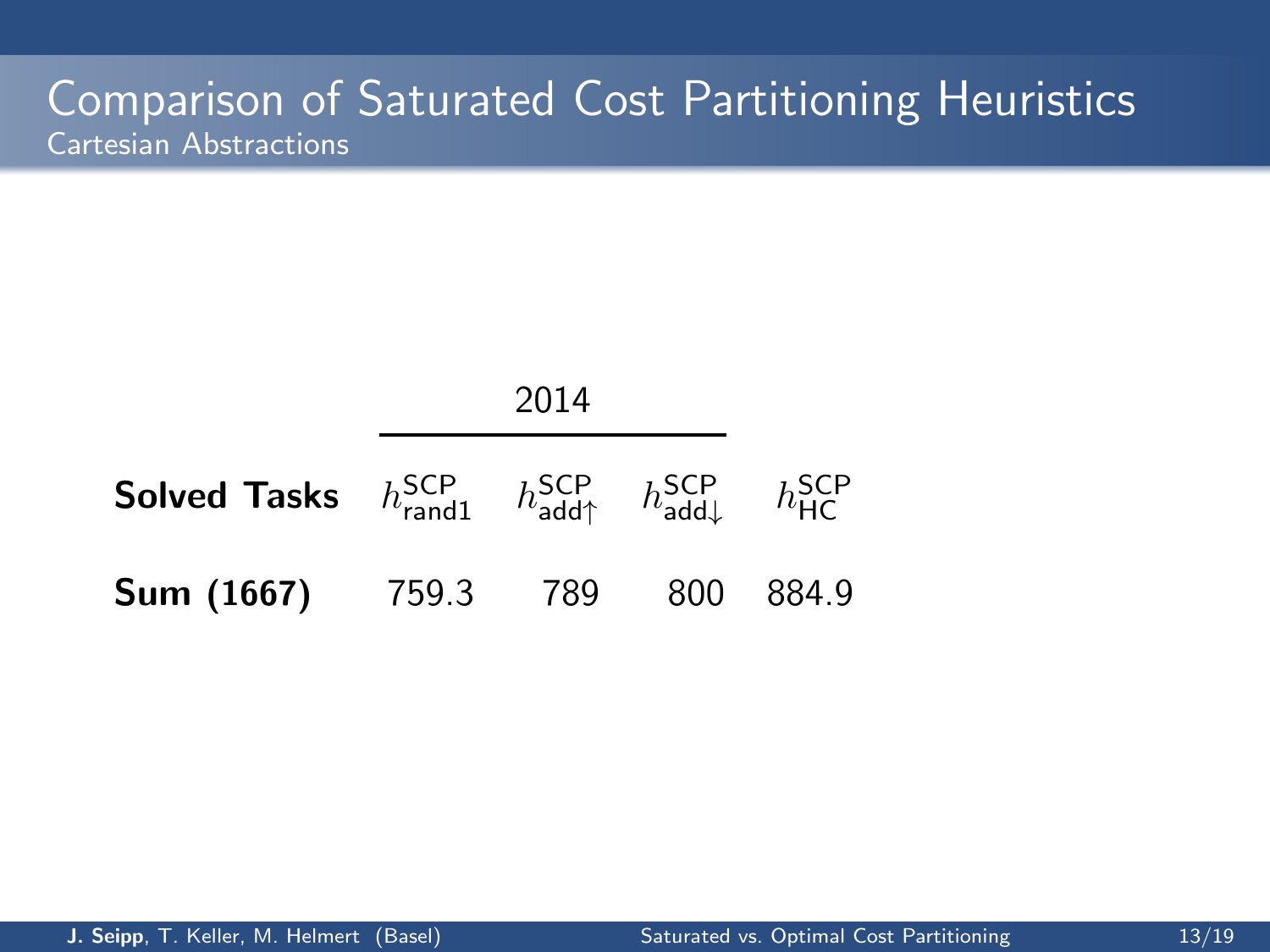# Comparison of Saturated Cost Partitioning Heuristics

## Cartesian Abstractions

| | 2014 | | | |
|---|---|---|---|---|
| **Solved Tasks** | $h^{\text{SCP}}_{\text{rand1}}$ | $h^{\text{SCP}}_{\text{add}\uparrow}$ | $h^{\text{SCP}}_{\text{add}\downarrow}$ | $h^{\text{SCP}}_{\text{HC}}$ |
| **Sum (1667)** | 759.3 | 789 | 800 | 884.9 |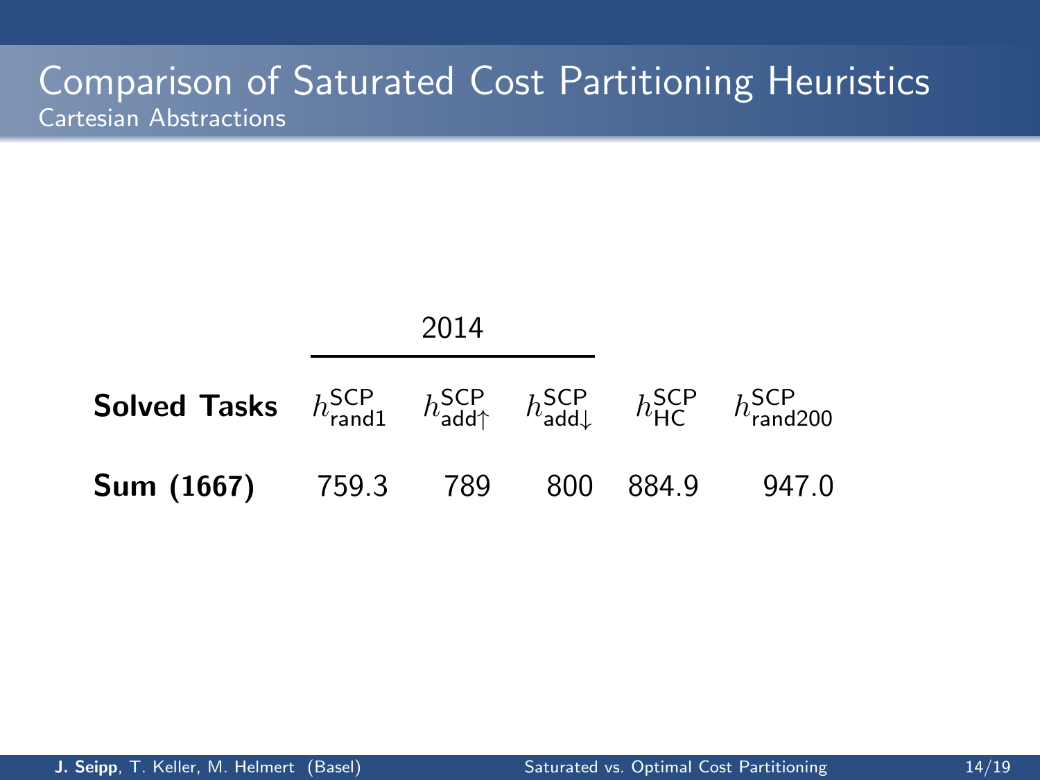# Comparison of Saturated Cost Partitioning Heuristics

## Cartesian Abstractions

|  | 2014 | | | | |
|---|---|---|---|---|---|
| **Solved Tasks** | $h^{\mathsf{SCP}}_{\mathsf{rand1}}$ | $h^{\mathsf{SCP}}_{\mathsf{add}\uparrow}$ | $h^{\mathsf{SCP}}_{\mathsf{add}\downarrow}$ | $h^{\mathsf{SCP}}_{\mathsf{HC}}$ | $h^{\mathsf{SCP}}_{\mathsf{rand200}}$ |
| **Sum (1667)** | 759.3 | 789 | 800 | 884.9 | 947.0 |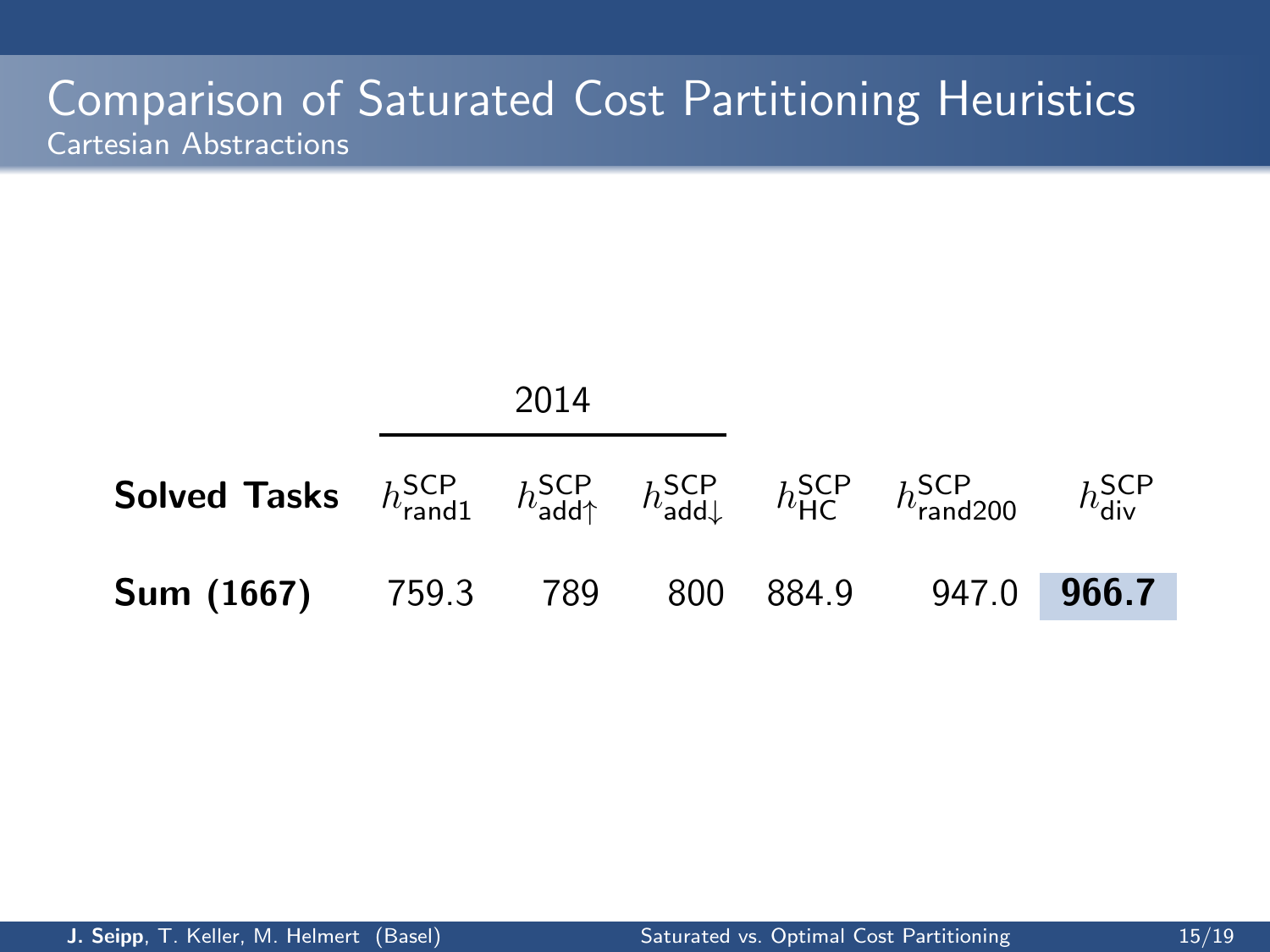# Comparison of Saturated Cost Partitioning Heuristics

## Cartesian Abstractions

| | 2014 | | | | | |
|---|---|---|---|---|---|---|
| **Solved Tasks** | $h^{\text{SCP}}_{\text{rand1}}$ | $h^{\text{SCP}}_{\text{add}\uparrow}$ | $h^{\text{SCP}}_{\text{add}\downarrow}$ | $h^{\text{SCP}}_{\text{HC}}$ | $h^{\text{SCP}}_{\text{rand200}}$ | $h^{\text{SCP}}_{\text{div}}$ |
| **Sum (1667)** | 759.3 | 789 | 800 | 884.9 | 947.0 | **966.7** |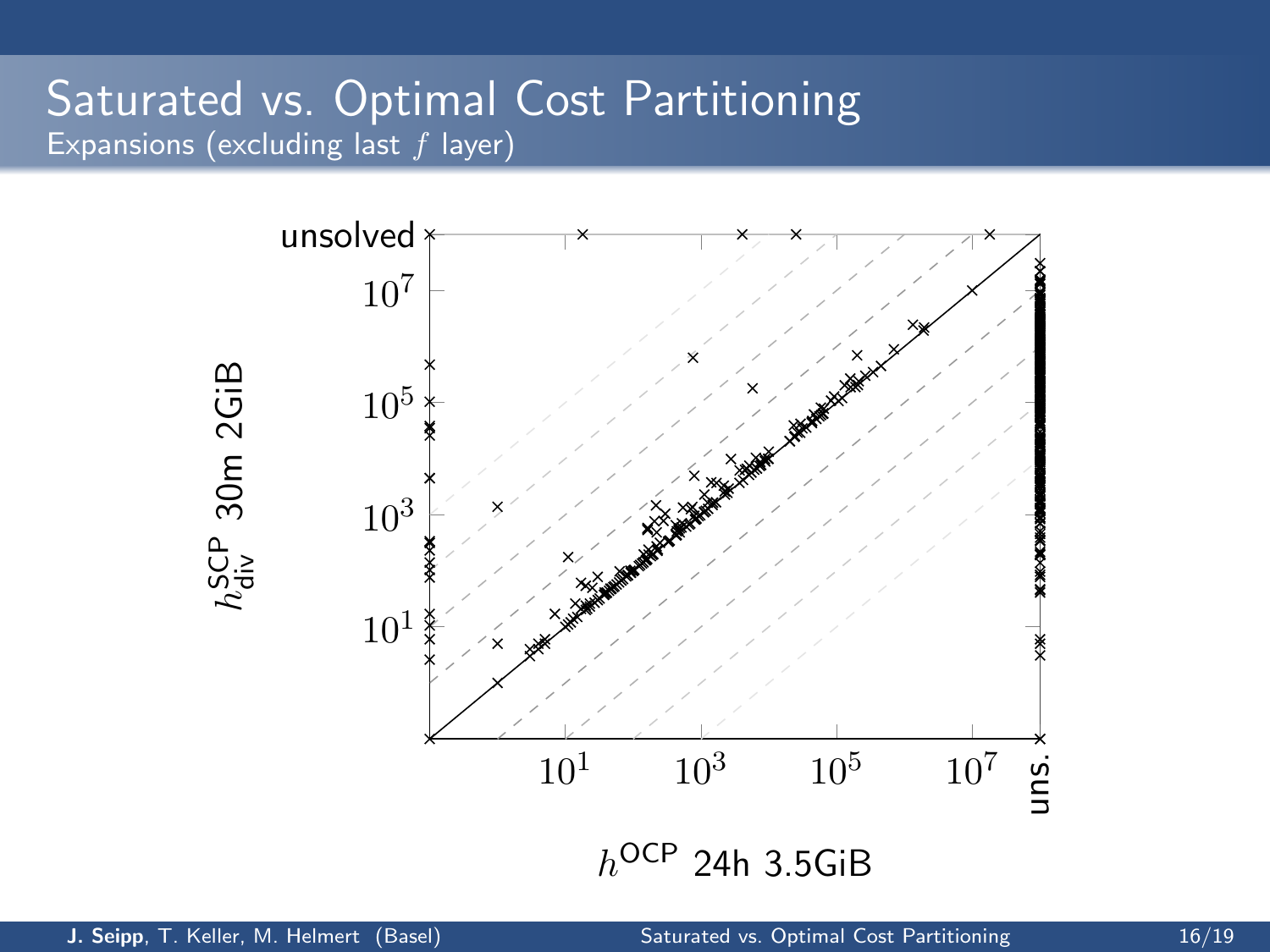# Saturated vs. Optimal Cost Partitioning

Expansions (excluding last $f$ layer)

unsolved

$10^7$

$10^5$

$10^3$

$10^1$

$h^{\mathsf{SCP}}_{\mathsf{div}}$ 30m 2GiB

$10^1$ $10^3$ $10^5$ $10^7$ uns.

$h^{\mathsf{OCP}}$ 24h 3.5GiB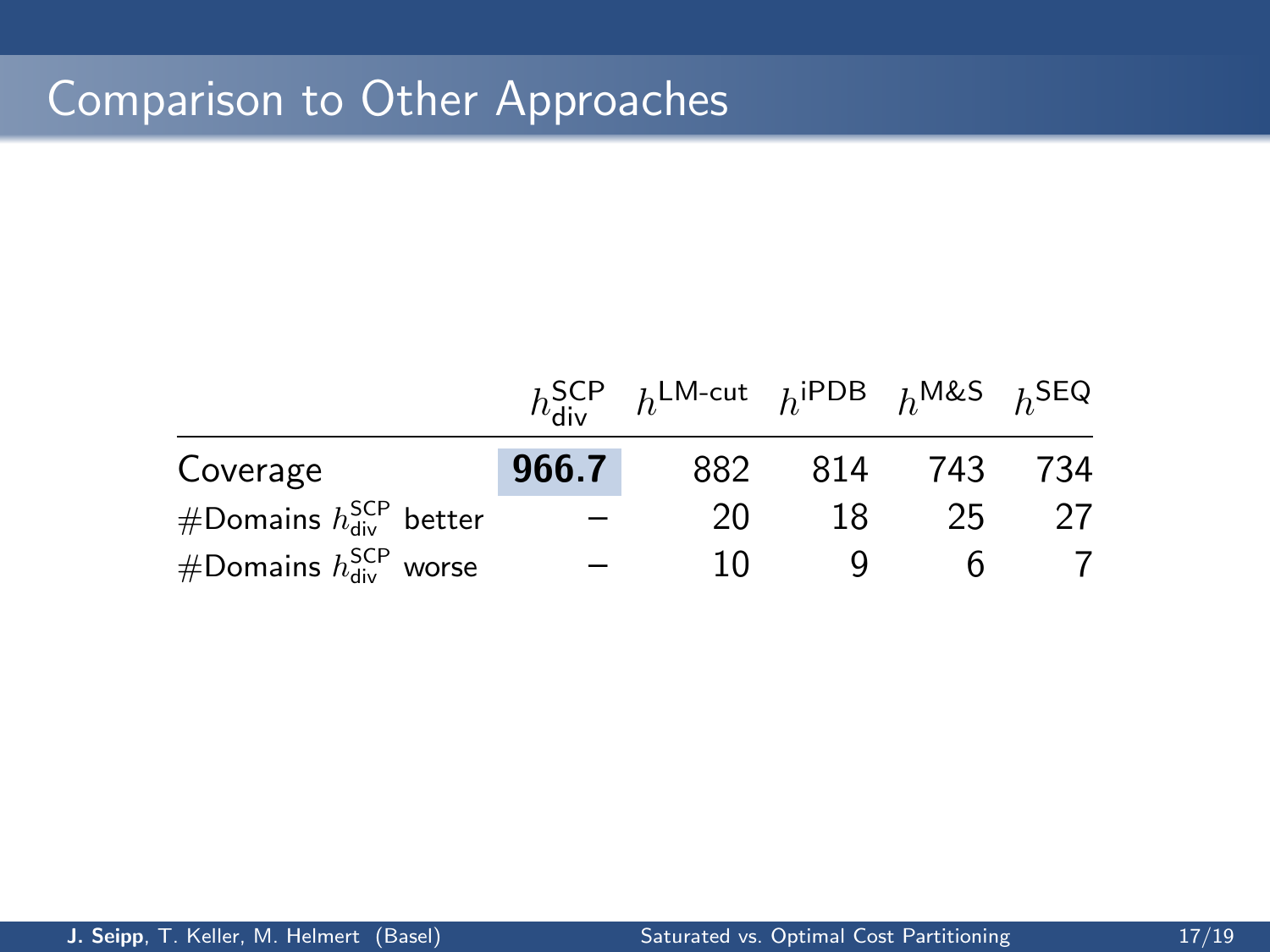# Comparison to Other Approaches

| | $h^{\text{SCP}}_{\text{div}}$ | $h^{\text{LM-cut}}$ | $h^{\text{iPDB}}$ | $h^{\text{M\&S}}$ | $h^{\text{SEQ}}$ |
|---|---|---|---|---|---|
| Coverage | **966.7** | 882 | 814 | 743 | 734 |
| #Domains $h^{\text{SCP}}_{\text{div}}$ better | – | 20 | 18 | 25 | 27 |
| #Domains $h^{\text{SCP}}_{\text{div}}$ worse | – | 10 | 9 | 6 | 7 |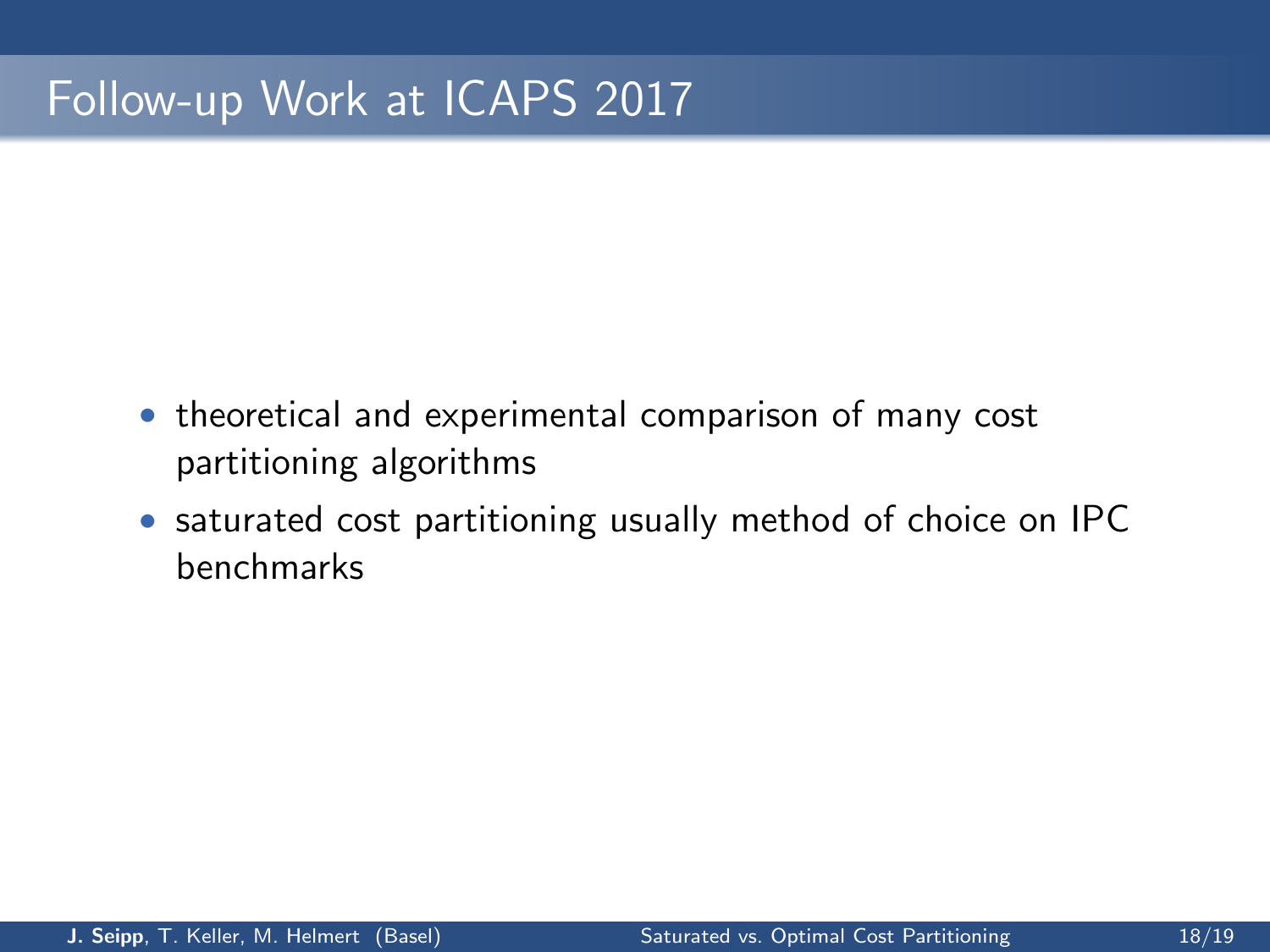# Follow-up Work at ICAPS 2017

- theoretical and experimental comparison of many cost partitioning algorithms
- saturated cost partitioning usually method of choice on IPC benchmarks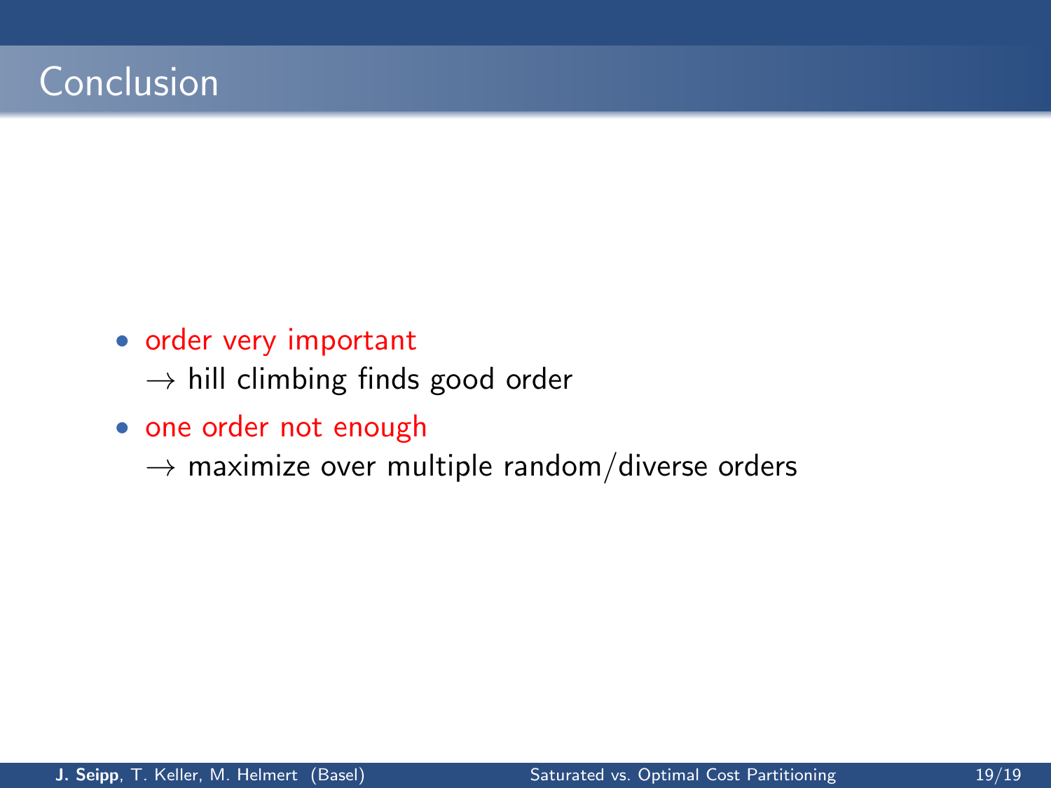# Conclusion

- order very important
  → hill climbing finds good order
- one order not enough
  → maximize over multiple random/diverse orders